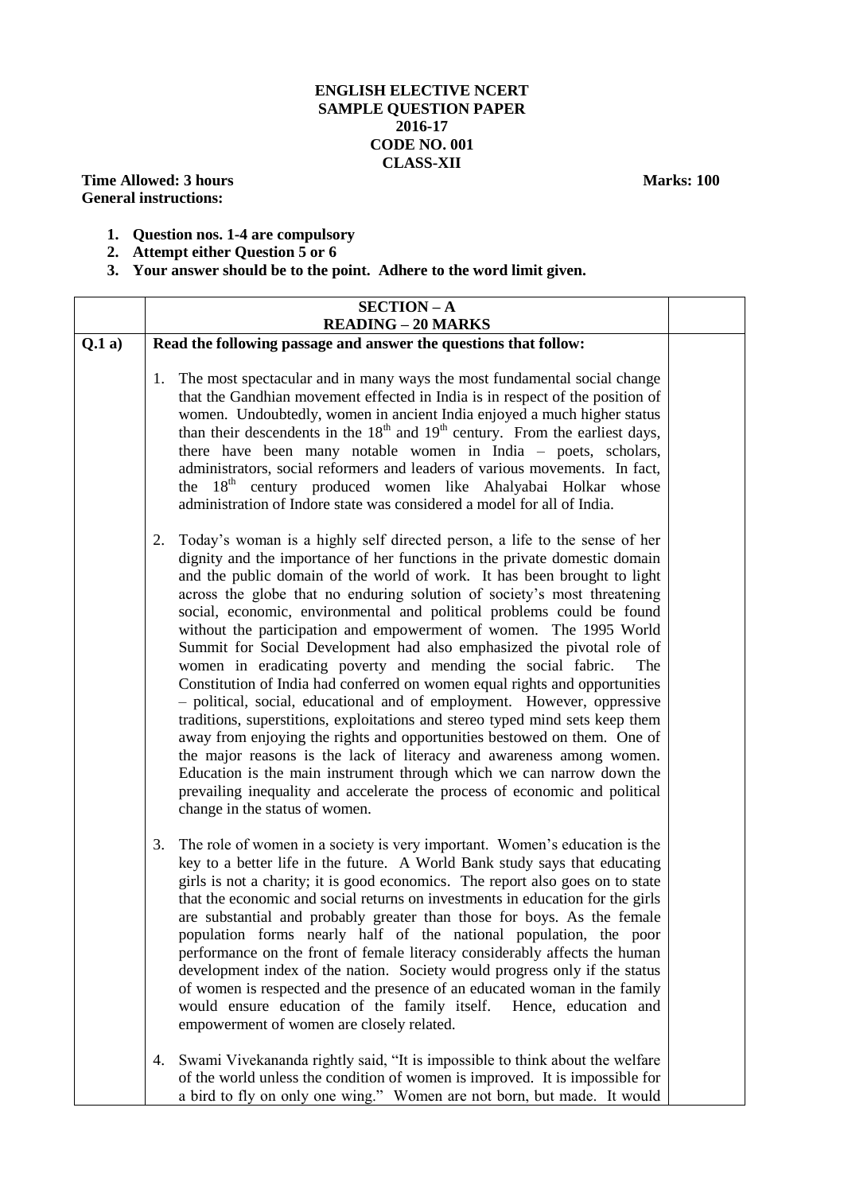**ENGLISH ELECTIVE NCERT**
**SAMPLE QUESTION PAPER**
**2016-17**
**CODE NO. 001**
**CLASS-XII**

**Time Allowed: 3 hours** **Marks: 100**

**General instructions:**

1. **Question nos. 1-4 are compulsory**
2. **Attempt either Question 5 or 6**
3. **Your answer should be to the point. Adhere to the word limit given.**

| | **SECTION – A**<br>**READING – 20 MARKS** | |
|---|---|---|
| **Q.1 a)** | **Read the following passage and answer the questions that follow:**<br><br>1. The most spectacular and in many ways the most fundamental social change that the Gandhian movement effected in India is in respect of the position of women. Undoubtedly, women in ancient India enjoyed a much higher status than their descendents in the 18th and 19th century. From the earliest days, there have been many notable women in India – poets, scholars, administrators, social reformers and leaders of various movements. In fact, the 18th century produced women like Ahalyabai Holkar whose administration of Indore state was considered a model for all of India.<br><br>2. Today's woman is a highly self directed person, a life to the sense of her dignity and the importance of her functions in the private domestic domain and the public domain of the world of work. It has been brought to light across the globe that no enduring solution of society's most threatening social, economic, environmental and political problems could be found without the participation and empowerment of women. The 1995 World Summit for Social Development had also emphasized the pivotal role of women in eradicating poverty and mending the social fabric. The Constitution of India had conferred on women equal rights and opportunities – political, social, educational and of employment. However, oppressive traditions, superstitions, exploitations and stereo typed mind sets keep them away from enjoying the rights and opportunities bestowed on them. One of the major reasons is the lack of literacy and awareness among women. Education is the main instrument through which we can narrow down the prevailing inequality and accelerate the process of economic and political change in the status of women.<br><br>3. The role of women in a society is very important. Women's education is the key to a better life in the future. A World Bank study says that educating girls is not a charity; it is good economics. The report also goes on to state that the economic and social returns on investments in education for the girls are substantial and probably greater than those for boys. As the female population forms nearly half of the national population, the poor performance on the front of female literacy considerably affects the human development index of the nation. Society would progress only if the status of women is respected and the presence of an educated woman in the family would ensure education of the family itself. Hence, education and empowerment of women are closely related.<br><br>4. Swami Vivekananda rightly said, "It is impossible to think about the welfare of the world unless the condition of women is improved. It is impossible for a bird to fly on only one wing." Women are not born, but made. It would | |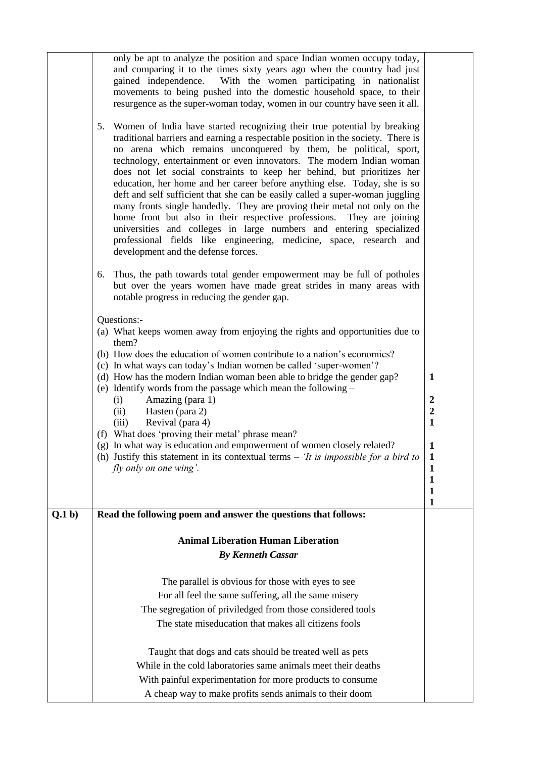only be apt to analyze the position and space Indian women occupy today, and comparing it to the times sixty years ago when the country had just gained independence. With the women participating in nationalist movements to being pushed into the domestic household space, to their resurgence as the super-woman today, women in our country have seen it all.

5. Women of India have started recognizing their true potential by breaking traditional barriers and earning a respectable position in the society. There is no arena which remains unconquered by them, be political, sport, technology, entertainment or even innovators. The modern Indian woman does not let social constraints to keep her behind, but prioritizes her education, her home and her career before anything else. Today, she is so deft and self sufficient that she can be easily called a super-woman juggling many fronts single handedly. They are proving their metal not only on the home front but also in their respective professions. They are joining universities and colleges in large numbers and entering specialized professional fields like engineering, medicine, space, research and development and the defense forces.

6. Thus, the path towards total gender empowerment may be full of potholes but over the years women have made great strides in many areas with notable progress in reducing the gender gap.

Questions:-

(a) What keeps women away from enjoying the rights and opportunities due to them? — 1

(b) How does the education of women contribute to a nation's economics? — 2

(c) In what ways can today's Indian women be called 'super-women'? — 2

(d) How has the modern Indian woman been able to bridge the gender gap? — 1

(e) Identify words from the passage which mean the following –
   (i) Amazing (para 1) — 1
   (ii) Hasten (para 2) — 1
   (iii) Revival (para 4) — 1

(f) What does 'proving their metal' phrase mean? — 1

(g) In what way is education and empowerment of women closely related? — 1

(h) Justify this statement in its contextual terms – *'It is impossible for a bird to fly only on one wing'.* — 1

**Q.1 b) Read the following poem and answer the questions that follows:**

**Animal Liberation Human Liberation**

***By Kenneth Cassar***

The parallel is obvious for those with eyes to see
For all feel the same suffering, all the same misery
The segregation of priviledged from those considered tools
The state miseducation that makes all citizens fools

Taught that dogs and cats should be treated well as pets
While in the cold laboratories same animals meet their deaths
With painful experimentation for more products to consume
A cheap way to make profits sends animals to their doom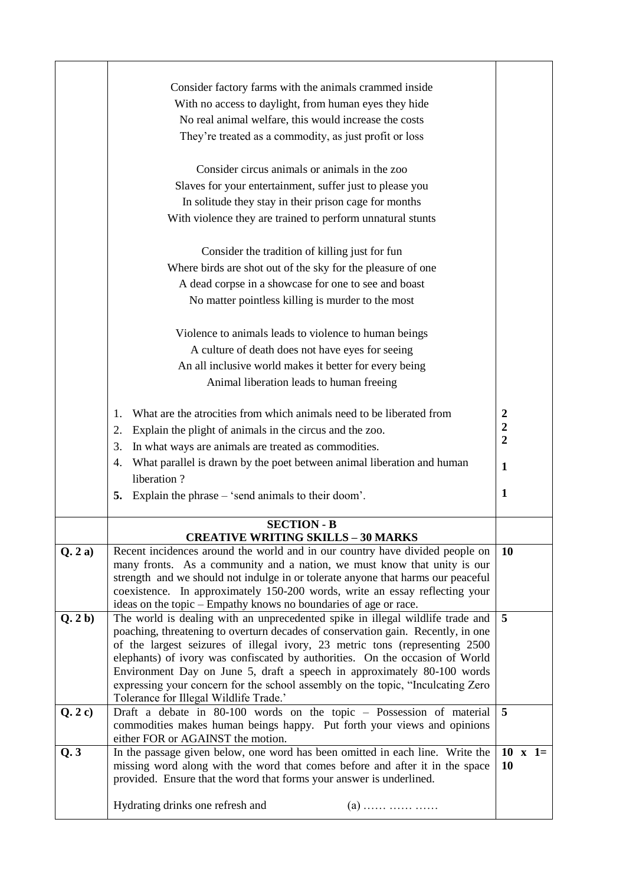| | | |
|---|---|---|
| | Consider factory farms with the animals crammed inside<br>With no access to daylight, from human eyes they hide<br>No real animal welfare, this would increase the costs<br>They're treated as a commodity, as just profit or loss<br><br>Consider circus animals or animals in the zoo<br>Slaves for your entertainment, suffer just to please you<br>In solitude they stay in their prison cage for months<br>With violence they are trained to perform unnatural stunts<br><br>Consider the tradition of killing just for fun<br>Where birds are shot out of the sky for the pleasure of one<br>A dead corpse in a showcase for one to see and boast<br>No matter pointless killing is murder to the most<br><br>Violence to animals leads to violence to human beings<br>A culture of death does not have eyes for seeing<br>An all inclusive world makes it better for every being<br>Animal liberation leads to human freeing<br><br>1. What are the atrocities from which animals need to be liberated from<br>2. Explain the plight of animals in the circus and the zoo.<br>3. In what ways are animals are treated as commodities.<br>4. What parallel is drawn by the poet between animal liberation and human liberation ?<br>**5.** Explain the phrase – 'send animals to their doom'. | **2**<br>**2**<br>**2**<br>**1**<br>**1** |
| | **SECTION - B**<br>**CREATIVE WRITING SKILLS – 30 MARKS** | |
| **Q. 2 a)** | Recent incidences around the world and in our country have divided people on many fronts. As a community and a nation, we must know that unity is our strength and we should not indulge in or tolerate anyone that harms our peaceful coexistence. In approximately 150-200 words, write an essay reflecting your ideas on the topic – Empathy knows no boundaries of age or race. | **10** |
| **Q. 2 b)** | The world is dealing with an unprecedented spike in illegal wildlife trade and poaching, threatening to overturn decades of conservation gain. Recently, in one of the largest seizures of illegal ivory, 23 metric tons (representing 2500 elephants) of ivory was confiscated by authorities. On the occasion of World Environment Day on June 5, draft a speech in approximately 80-100 words expressing your concern for the school assembly on the topic, "Inculcating Zero Tolerance for Illegal Wildlife Trade.' | **5** |
| **Q. 2 c)** | Draft a debate in 80-100 words on the topic – Possession of material commodities makes human beings happy. Put forth your views and opinions either FOR or AGAINST the motion. | **5** |
| **Q. 3** | In the passage given below, one word has been omitted in each line. Write the missing word along with the word that comes before and after it in the space provided. Ensure that the word that forms your answer is underlined.<br><br>Hydrating drinks one refresh and (a) …… …… …… | **10 x 1= 10** |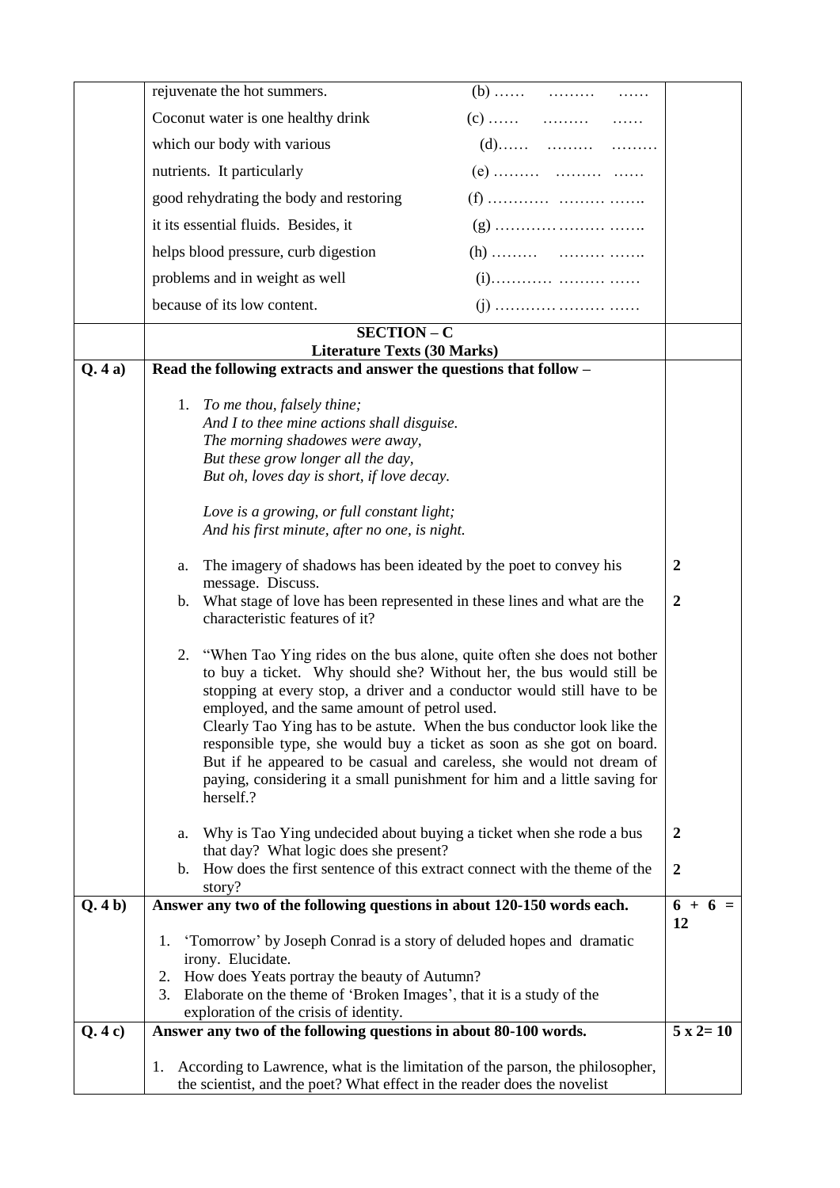| | rejuvenate the hot summers. | (b) …… ……… …… | |
|---|---|---|---|
| | Coconut water is one healthy drink | (c) …… ……… …… | |
| | which our body with various | (d)…… ……… ……… | |
| | nutrients. It particularly | (e) ……… ……… …… | |
| | good rehydrating the body and restoring | (f) ………… ……… ……. | |
| | it its essential fluids. Besides, it | (g) ………… ……… ……. | |
| | helps blood pressure, curb digestion | (h) ……… ……… ……. | |
| | problems and in weight as well | (i)………… ……… …… | |
| | because of its low content. | (j) ………… ……… …… | |

## SECTION – C
## Literature Texts (30 Marks)

**Q. 4 a) Read the following extracts and answer the questions that follow –**

1. *To me thou, falsely thine;*
   *And I to thee mine actions shall disguise.*
   *The morning shadowes were away,*
   *But these grow longer all the day,*
   *But oh, loves day is short, if love decay.*

   *Love is a growing, or full constant light;*
   *And his first minute, after no one, is night.*

   a. The imagery of shadows has been ideated by the poet to convey his message. Discuss. **2**
   
   b. What stage of love has been represented in these lines and what are the characteristic features of it? **2**

2. "When Tao Ying rides on the bus alone, quite often she does not bother to buy a ticket. Why should she? Without her, the bus would still be stopping at every stop, a driver and a conductor would still have to be employed, and the same amount of petrol used.
   Clearly Tao Ying has to be astute. When the bus conductor look like the responsible type, she would buy a ticket as soon as she got on board. But if he appeared to be casual and careless, she would not dream of paying, considering it a small punishment for him and a little saving for herself.?

   a. Why is Tao Ying undecided about buying a ticket when she rode a bus that day? What logic does she present? **2**
   
   b. How does the first sentence of this extract connect with the theme of the story? **2**

**Q. 4 b) Answer any two of the following questions in about 120-150 words each.** **6 + 6 = 12**

1. 'Tomorrow' by Joseph Conrad is a story of deluded hopes and dramatic irony. Elucidate.
2. How does Yeats portray the beauty of Autumn?
3. Elaborate on the theme of 'Broken Images', that it is a study of the exploration of the crisis of identity.

**Q. 4 c) Answer any two of the following questions in about 80-100 words.** **5 x 2= 10**

1. According to Lawrence, what is the limitation of the parson, the philosopher, the scientist, and the poet? What effect in the reader does the novelist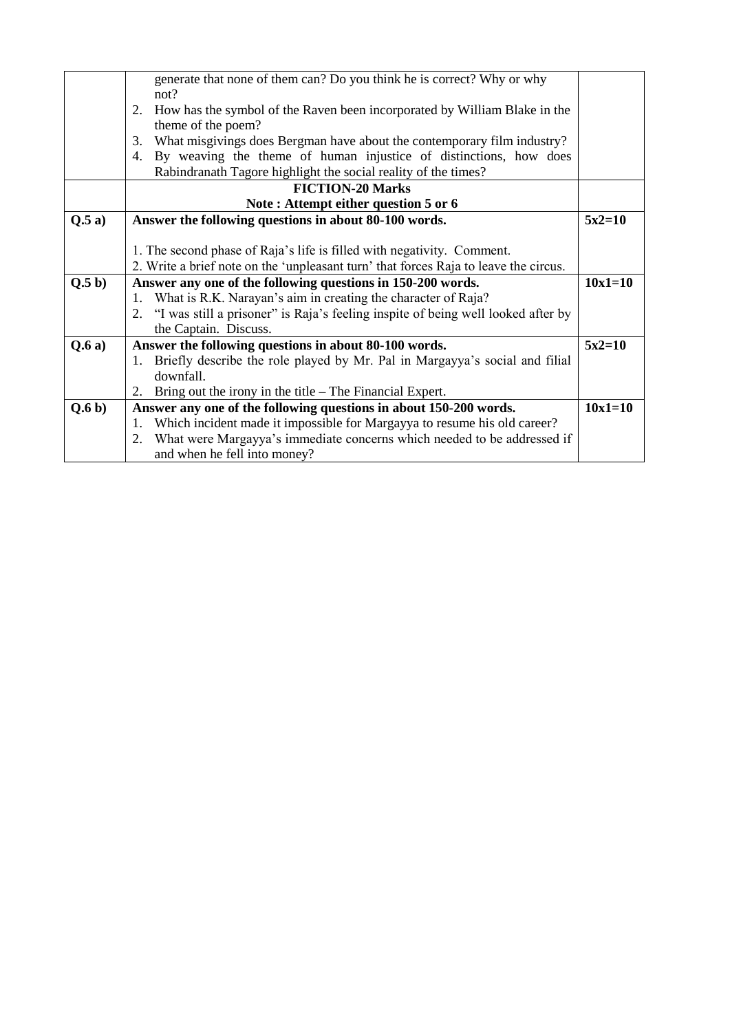| | | |
|---|---|---|
| | generate that none of them can? Do you think he is correct? Why or why not?<br>2. How has the symbol of the Raven been incorporated by William Blake in the theme of the poem?<br>3. What misgivings does Bergman have about the contemporary film industry?<br>4. By weaving the theme of human injustice of distinctions, how does Rabindranath Tagore highlight the social reality of the times? | |
| | **FICTION-20 Marks**<br>**Note : Attempt either question 5 or 6** | |
| **Q.5 a)** | **Answer the following questions in about 80-100 words.**<br><br>1. The second phase of Raja's life is filled with negativity. Comment.<br>2. Write a brief note on the 'unpleasant turn' that forces Raja to leave the circus. | **5x2=10** |
| **Q.5 b)** | **Answer any one of the following questions in 150-200 words.**<br>1. What is R.K. Narayan's aim in creating the character of Raja?<br>2. "I was still a prisoner" is Raja's feeling inspite of being well looked after by the Captain. Discuss. | **10x1=10** |
| **Q.6 a)** | **Answer the following questions in about 80-100 words.**<br>1. Briefly describe the role played by Mr. Pal in Margayya's social and filial downfall.<br>2. Bring out the irony in the title – The Financial Expert. | **5x2=10** |
| **Q.6 b)** | **Answer any one of the following questions in about 150-200 words.**<br>1. Which incident made it impossible for Margayya to resume his old career?<br>2. What were Margayya's immediate concerns which needed to be addressed if and when he fell into money? | **10x1=10** |